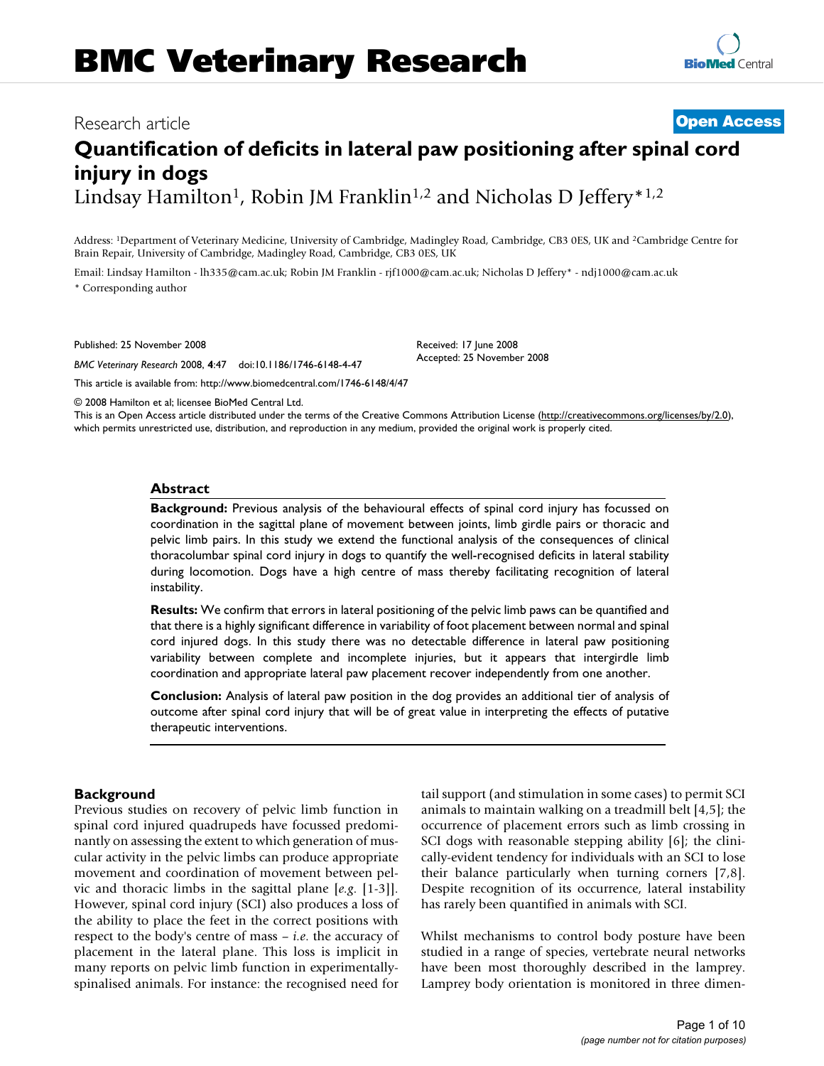# Quantification of deficits in lateral paw positioning after spinal cord injury in dogs

Lindsay Hamilton[1], Robin JM Franklin[1,2] and Nicholas D Jeffery*[1,2]

Address: [1]Department of Veterinary Medicine, University of Cambridge, Madingley Road, Cambridge, CB3 0ES, UK and [2]Cambridge Centre for Brain Repair, University of Cambridge, Madingley Road, Cambridge, CB3 0ES, UK

Email: Lindsay Hamilton - lh335@cam.ac.uk; Robin JM Franklin - rjf1000@cam.ac.uk; Nicholas D Jeffery* - ndj1000@cam.ac.uk

\* Corresponding author

Published: 25 November 2008

*BMC Veterinary Research* 2008, **4**:47 doi:10.1186/1746-6148-4-47

Received: 17 June 2008

Accepted: 25 November 2008

This article is available from: http://www.biomedcentral.com/1746-6148/4/47

© 2008 Hamilton et al; licensee BioMed Central Ltd.

This is an Open Access article distributed under the terms of the Creative Commons Attribution License (http://creativecommons.org/licenses/by/2.0), which permits unrestricted use, distribution, and reproduction in any medium, provided the original work is properly cited.

## Abstract

**Background:** Previous analysis of the behavioural effects of spinal cord injury has focussed on coordination in the sagittal plane of movement between joints, limb girdle pairs or thoracic and pelvic limb pairs. In this study we extend the functional analysis of the consequences of clinical thoracolumbar spinal cord injury in dogs to quantify the well-recognised deficits in lateral stability during locomotion. Dogs have a high centre of mass thereby facilitating recognition of lateral instability.

**Results:** We confirm that errors in lateral positioning of the pelvic limb paws can be quantified and that there is a highly significant difference in variability of foot placement between normal and spinal cord injured dogs. In this study there was no detectable difference in lateral paw positioning variability between complete and incomplete injuries, but it appears that intergirdle limb coordination and appropriate lateral paw placement recover independently from one another.

**Conclusion:** Analysis of lateral paw position in the dog provides an additional tier of analysis of outcome after spinal cord injury that will be of great value in interpreting the effects of putative therapeutic interventions.

## Background

Previous studies on recovery of pelvic limb function in spinal cord injured quadrupeds have focussed predominantly on assessing the extent to which generation of muscular activity in the pelvic limbs can produce appropriate movement and coordination of movement between pelvic and thoracic limbs in the sagittal plane [*e.g.* [1-3]]. However, spinal cord injury (SCI) also produces a loss of the ability to place the feet in the correct positions with respect to the body's centre of mass – *i.e.* the accuracy of placement in the lateral plane. This loss is implicit in many reports on pelvic limb function in experimentally-spinalised animals. For instance: the recognised need for tail support (and stimulation in some cases) to permit SCI animals to maintain walking on a treadmill belt [4,5]; the occurrence of placement errors such as limb crossing in SCI dogs with reasonable stepping ability [6]; the clinically-evident tendency for individuals with an SCI to lose their balance particularly when turning corners [7,8]. Despite recognition of its occurrence, lateral instability has rarely been quantified in animals with SCI.

Whilst mechanisms to control body posture have been studied in a range of species, vertebrate neural networks have been most thoroughly described in the lamprey. Lamprey body orientation is monitored in three dimen-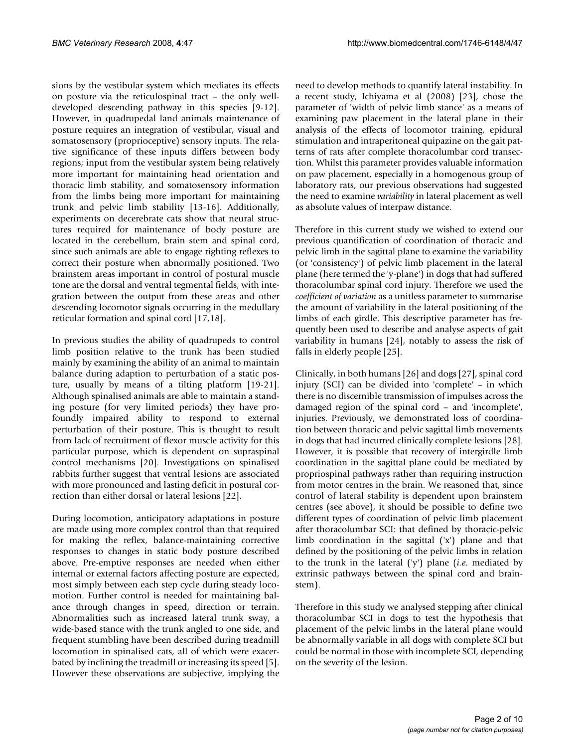sions by the vestibular system which mediates its effects on posture via the reticulospinal tract – the only well-developed descending pathway in this species [9-12]. However, in quadrupedal land animals maintenance of posture requires an integration of vestibular, visual and somatosensory (proprioceptive) sensory inputs. The relative significance of these inputs differs between body regions; input from the vestibular system being relatively more important for maintaining head orientation and thoracic limb stability, and somatosensory information from the limbs being more important for maintaining trunk and pelvic limb stability [13-16]. Additionally, experiments on decerebrate cats show that neural structures required for maintenance of body posture are located in the cerebellum, brain stem and spinal cord, since such animals are able to engage righting reflexes to correct their posture when abnormally positioned. Two brainstem areas important in control of postural muscle tone are the dorsal and ventral tegmental fields, with integration between the output from these areas and other descending locomotor signals occurring in the medullary reticular formation and spinal cord [17,18].

In previous studies the ability of quadrupeds to control limb position relative to the trunk has been studied mainly by examining the ability of an animal to maintain balance during adaption to perturbation of a static posture, usually by means of a tilting platform [19-21]. Although spinalised animals are able to maintain a standing posture (for very limited periods) they have profoundly impaired ability to respond to external perturbation of their posture. This is thought to result from lack of recruitment of flexor muscle activity for this particular purpose, which is dependent on supraspinal control mechanisms [20]. Investigations on spinalised rabbits further suggest that ventral lesions are associated with more pronounced and lasting deficit in postural correction than either dorsal or lateral lesions [22].

During locomotion, anticipatory adaptations in posture are made using more complex control than that required for making the reflex, balance-maintaining corrective responses to changes in static body posture described above. Pre-emptive responses are needed when either internal or external factors affecting posture are expected, most simply between each step cycle during steady locomotion. Further control is needed for maintaining balance through changes in speed, direction or terrain. Abnormalities such as increased lateral trunk sway, a wide-based stance with the trunk angled to one side, and frequent stumbling have been described during treadmill locomotion in spinalised cats, all of which were exacerbated by inclining the treadmill or increasing its speed [5]. However these observations are subjective, implying the need to develop methods to quantify lateral instability. In a recent study, Ichiyama et al (2008) [23], chose the parameter of 'width of pelvic limb stance' as a means of examining paw placement in the lateral plane in their analysis of the effects of locomotor training, epidural stimulation and intraperitoneal quipazine on the gait patterns of rats after complete thoracolumbar cord transection. Whilst this parameter provides valuable information on paw placement, especially in a homogenous group of laboratory rats, our previous observations had suggested the need to examine *variability* in lateral placement as well as absolute values of interpaw distance.

Therefore in this current study we wished to extend our previous quantification of coordination of thoracic and pelvic limb in the sagittal plane to examine the variability (or 'consistency') of pelvic limb placement in the lateral plane (here termed the 'y-plane') in dogs that had suffered thoracolumbar spinal cord injury. Therefore we used the *coefficient of variation* as a unitless parameter to summarise the amount of variability in the lateral positioning of the limbs of each girdle. This descriptive parameter has frequently been used to describe and analyse aspects of gait variability in humans [24], notably to assess the risk of falls in elderly people [25].

Clinically, in both humans [26] and dogs [27], spinal cord injury (SCI) can be divided into 'complete' – in which there is no discernible transmission of impulses across the damaged region of the spinal cord – and 'incomplete', injuries. Previously, we demonstrated loss of coordination between thoracic and pelvic sagittal limb movements in dogs that had incurred clinically complete lesions [28]. However, it is possible that recovery of intergirdle limb coordination in the sagittal plane could be mediated by propriospinal pathways rather than requiring instruction from motor centres in the brain. We reasoned that, since control of lateral stability is dependent upon brainstem centres (see above), it should be possible to define two different types of coordination of pelvic limb placement after thoracolumbar SCI: that defined by thoracic-pelvic limb coordination in the sagittal ('x') plane and that defined by the positioning of the pelvic limbs in relation to the trunk in the lateral ('y') plane (*i.e.* mediated by extrinsic pathways between the spinal cord and brainstem).

Therefore in this study we analysed stepping after clinical thoracolumbar SCI in dogs to test the hypothesis that placement of the pelvic limbs in the lateral plane would be abnormally variable in all dogs with complete SCI but could be normal in those with incomplete SCI, depending on the severity of the lesion.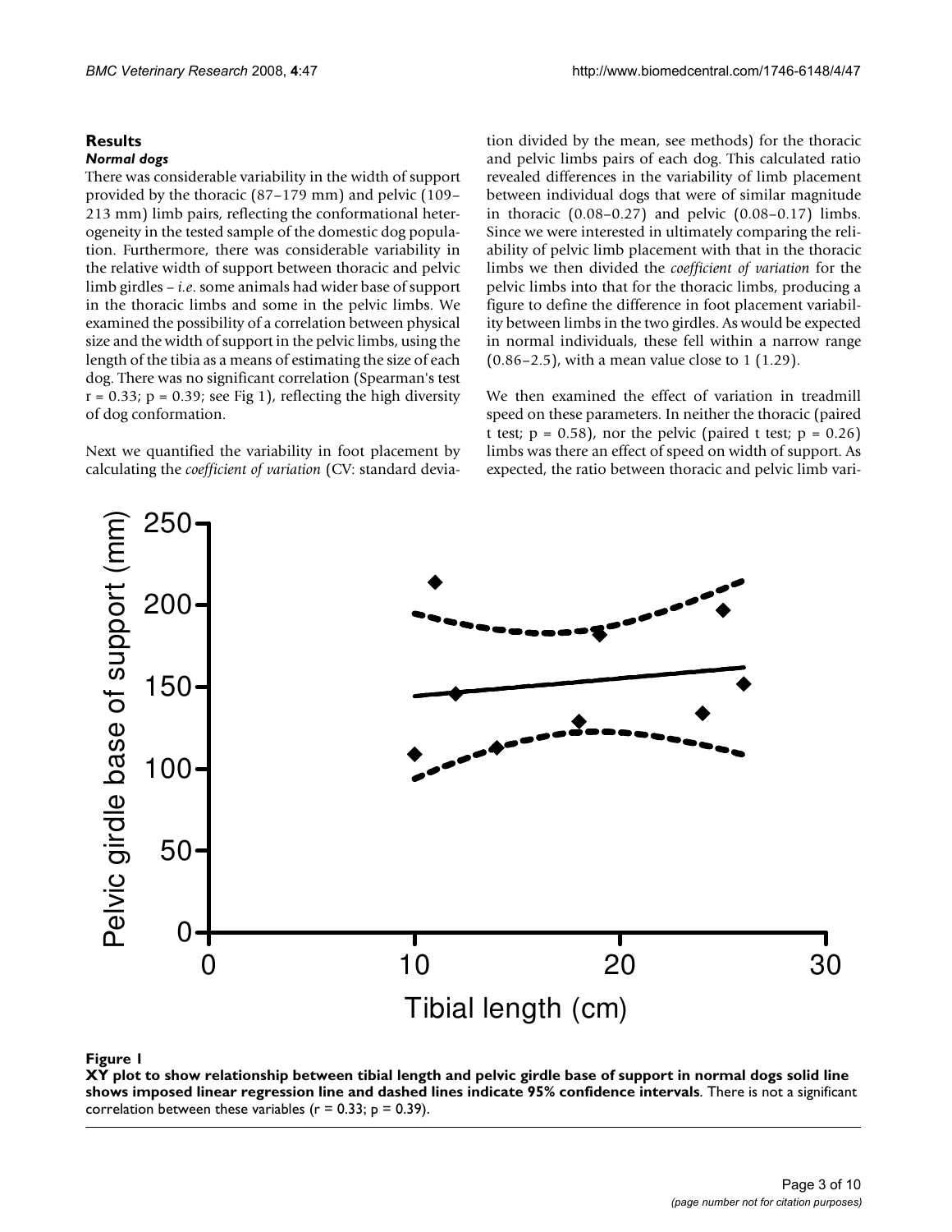## Results

### *Normal dogs*

There was considerable variability in the width of support provided by the thoracic (87–179 mm) and pelvic (109–213 mm) limb pairs, reflecting the conformational heterogeneity in the tested sample of the domestic dog population. Furthermore, there was considerable variability in the relative width of support between thoracic and pelvic limb girdles – *i.e*. some animals had wider base of support in the thoracic limbs and some in the pelvic limbs. We examined the possibility of a correlation between physical size and the width of support in the pelvic limbs, using the length of the tibia as a means of estimating the size of each dog. There was no significant correlation (Spearman's test $r = 0.33$; $p = 0.39$; see Fig 1), reflecting the high diversity of dog conformation.

Next we quantified the variability in foot placement by calculating the *coefficient of variation* (CV: standard deviation divided by the mean, see methods) for the thoracic and pelvic limbs pairs of each dog. This calculated ratio revealed differences in the variability of limb placement between individual dogs that were of similar magnitude in thoracic (0.08–0.27) and pelvic (0.08–0.17) limbs. Since we were interested in ultimately comparing the reliability of pelvic limb placement with that in the thoracic limbs we then divided the *coefficient of variation* for the pelvic limbs into that for the thoracic limbs, producing a figure to define the difference in foot placement variability between limbs in the two girdles. As would be expected in normal individuals, these fell within a narrow range (0.86–2.5), with a mean value close to 1 (1.29).

We then examined the effect of variation in treadmill speed on these parameters. In neither the thoracic (paired t test; $p = 0.58$), nor the pelvic (paired t test; $p = 0.26$) limbs was there an effect of speed on width of support. As expected, the ratio between thoracic and pelvic limb vari-

**Figure 1**

**XY plot to show relationship between tibial length and pelvic girdle base of support in normal dogs solid line shows imposed linear regression line and dashed lines indicate 95% confidence intervals**. There is not a significant correlation between these variables ($r = 0.33$; $p = 0.39$).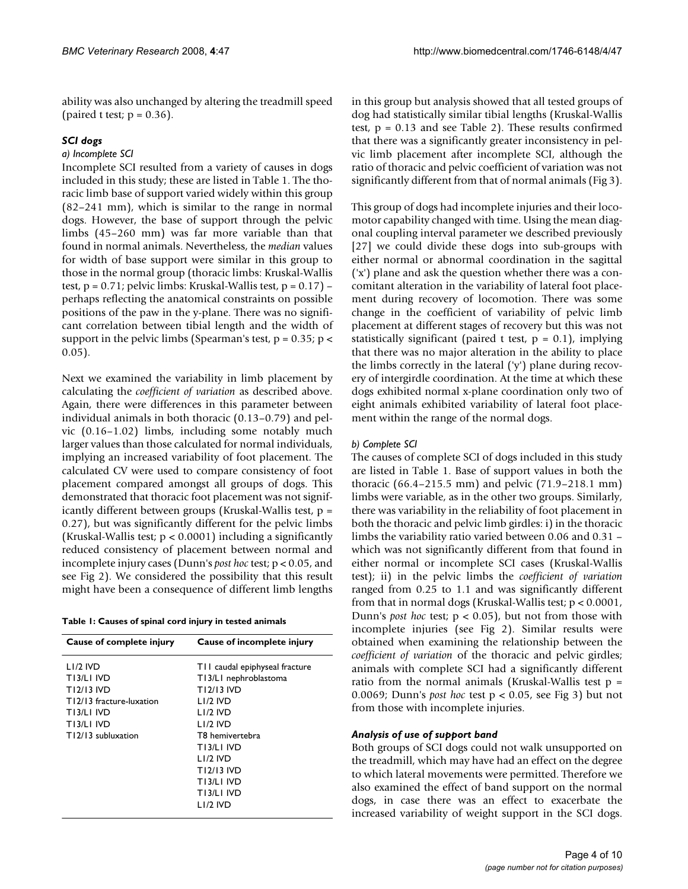ability was also unchanged by altering the treadmill speed (paired t test; $p = 0.36$).

### *SCI dogs*

#### *a) Incomplete SCI*

Incomplete SCI resulted from a variety of causes in dogs included in this study; these are listed in Table 1. The thoracic limb base of support varied widely within this group (82–241 mm), which is similar to the range in normal dogs. However, the base of support through the pelvic limbs (45–260 mm) was far more variable than that found in normal animals. Nevertheless, the *median* values for width of base support were similar in this group to those in the normal group (thoracic limbs: Kruskal-Wallis test, $p = 0.71$; pelvic limbs: Kruskal-Wallis test, $p = 0.17$) – perhaps reflecting the anatomical constraints on possible positions of the paw in the y-plane. There was no significant correlation between tibial length and the width of support in the pelvic limbs (Spearman's test, $p = 0.35$; $p < 0.05$).

Next we examined the variability in limb placement by calculating the *coefficient of variation* as described above. Again, there were differences in this parameter between individual animals in both thoracic (0.13–0.79) and pelvic (0.16–1.02) limbs, including some notably much larger values than those calculated for normal individuals, implying an increased variability of foot placement. The calculated CV were used to compare consistency of foot placement compared amongst all groups of dogs. This demonstrated that thoracic foot placement was not significantly different between groups (Kruskal-Wallis test, $p = 0.27$), but was significantly different for the pelvic limbs (Kruskal-Wallis test; $p < 0.0001$) including a significantly reduced consistency of placement between normal and incomplete injury cases (Dunn's *post hoc* test; $p < 0.05$, and see Fig 2). We considered the possibility that this result might have been a consequence of different limb lengths in this group but analysis showed that all tested groups of dog had statistically similar tibial lengths (Kruskal-Wallis test, $p = 0.13$ and see Table 2). These results confirmed that there was a significantly greater inconsistency in pelvic limb placement after incomplete SCI, although the ratio of thoracic and pelvic coefficient of variation was not significantly different from that of normal animals (Fig 3).

**Table 1: Causes of spinal cord injury in tested animals**

| Cause of complete injury | Cause of incomplete injury |
|---|---|
| L1/2 IVD | T11 caudal epiphyseal fracture |
| T13/L1 IVD | T13/L1 nephroblastoma |
| T12/13 IVD | T12/13 IVD |
| T12/13 fracture-luxation | L1/2 IVD |
| T13/L1 IVD | L1/2 IVD |
| T13/L1 IVD | L1/2 IVD |
| T12/13 subluxation | T8 hemivertebra |
| | T13/L1 IVD |
| | L1/2 IVD |
| | T12/13 IVD |
| | T13/L1 IVD |
| | T13/L1 IVD |
| | L1/2 IVD |

This group of dogs had incomplete injuries and their locomotor capability changed with time. Using the mean diagonal coupling interval parameter we described previously [27] we could divide these dogs into sub-groups with either normal or abnormal coordination in the sagittal ('x') plane and ask the question whether there was a concomitant alteration in the variability of lateral foot placement during recovery of locomotion. There was some change in the coefficient of variability of pelvic limb placement at different stages of recovery but this was not statistically significant (paired t test, $p = 0.1$), implying that there was no major alteration in the ability to place the limbs correctly in the lateral ('y') plane during recovery of intergirdle coordination. At the time at which these dogs exhibited normal x-plane coordination only two of eight animals exhibited variability of lateral foot placement within the range of the normal dogs.

#### *b) Complete SCI*

The causes of complete SCI of dogs included in this study are listed in Table 1. Base of support values in both the thoracic (66.4–215.5 mm) and pelvic (71.9–218.1 mm) limbs were variable, as in the other two groups. Similarly, there was variability in the reliability of foot placement in both the thoracic and pelvic limb girdles: i) in the thoracic limbs the variability ratio varied between 0.06 and 0.31 – which was not significantly different from that found in either normal or incomplete SCI cases (Kruskal-Wallis test); ii) in the pelvic limbs the *coefficient of variation* ranged from 0.25 to 1.1 and was significantly different from that in normal dogs (Kruskal-Wallis test; $p < 0.0001$, Dunn's *post hoc* test; $p < 0.05$), but not from those with incomplete injuries (see Fig 2). Similar results were obtained when examining the relationship between the *coefficient of variation* of the thoracic and pelvic girdles; animals with complete SCI had a significantly different ratio from the normal animals (Kruskal-Wallis test $p = 0.0069$; Dunn's *post hoc* test $p < 0.05$, see Fig 3) but not from those with incomplete injuries.

### *Analysis of use of support band*

Both groups of SCI dogs could not walk unsupported on the treadmill, which may have had an effect on the degree to which lateral movements were permitted. Therefore we also examined the effect of band support on the normal dogs, in case there was an effect to exacerbate the increased variability of weight support in the SCI dogs.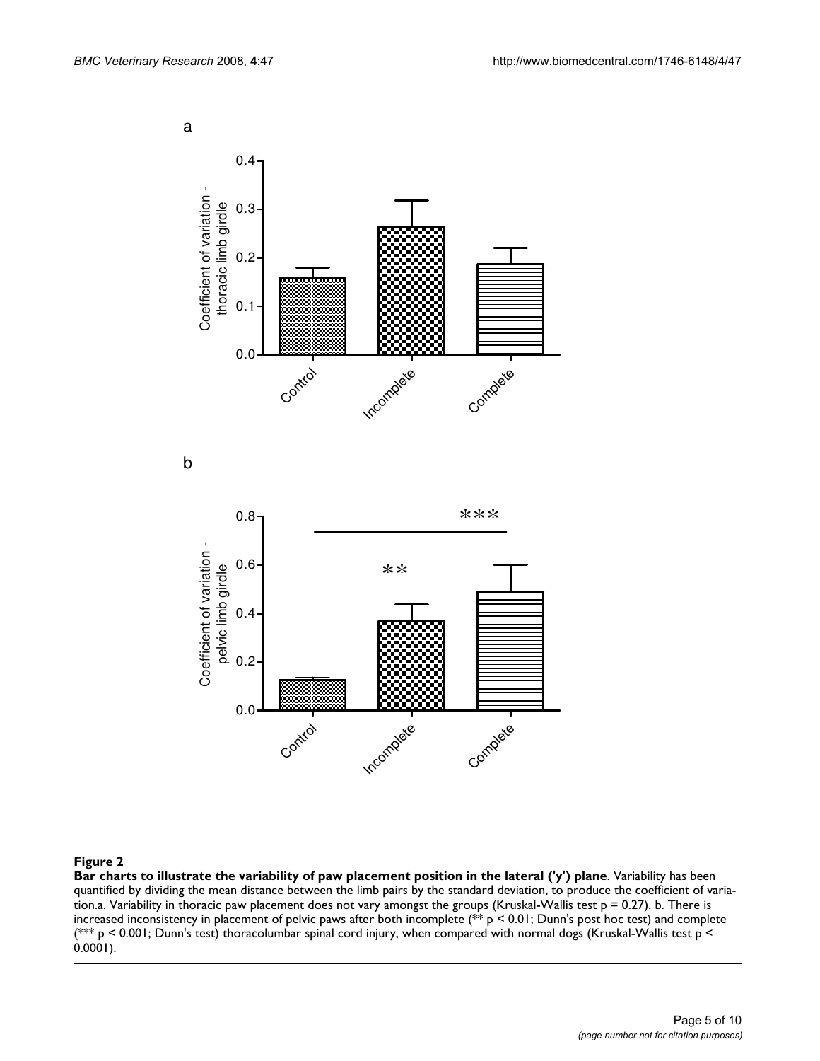**Figure 2**

**Bar charts to illustrate the variability of paw placement position in the lateral ('y') plane**. Variability has been quantified by dividing the mean distance between the limb pairs by the standard deviation, to produce the coefficient of variation.a. Variability in thoracic paw placement does not vary amongst the groups (Kruskal-Wallis test $p = 0.27$). b. There is increased inconsistency in placement of pelvic paws after both incomplete (** $p < 0.01$; Dunn's post hoc test) and complete (*** $p < 0.001$; Dunn's test) thoracolumbar spinal cord injury, when compared with normal dogs (Kruskal-Wallis test $p < 0.0001$).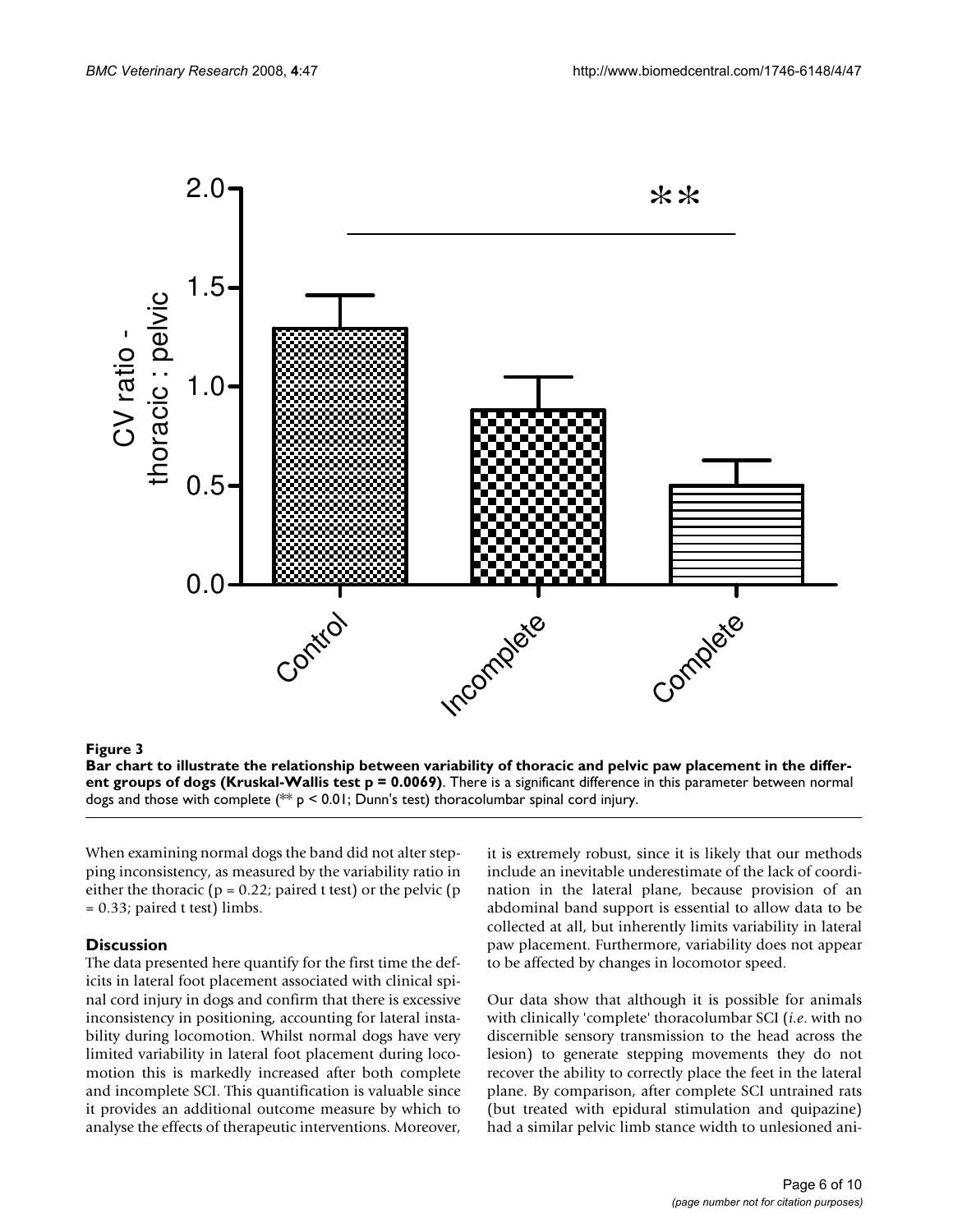**Figure 3**

**Bar chart to illustrate the relationship between variability of thoracic and pelvic paw placement in the different groups of dogs (Kruskal-Wallis test p = 0.0069)**. There is a significant difference in this parameter between normal dogs and those with complete (** p < 0.01; Dunn's test) thoracolumbar spinal cord injury.

When examining normal dogs the band did not alter stepping inconsistency, as measured by the variability ratio in either the thoracic ($p = 0.22$; paired t test) or the pelvic ($p = 0.33$; paired t test) limbs.

## Discussion

The data presented here quantify for the first time the deficits in lateral foot placement associated with clinical spinal cord injury in dogs and confirm that there is excessive inconsistency in positioning, accounting for lateral instability during locomotion. Whilst normal dogs have very limited variability in lateral foot placement during locomotion this is markedly increased after both complete and incomplete SCI. This quantification is valuable since it provides an additional outcome measure by which to analyse the effects of therapeutic interventions. Moreover, it is extremely robust, since it is likely that our methods include an inevitable underestimate of the lack of coordination in the lateral plane, because provision of an abdominal band support is essential to allow data to be collected at all, but inherently limits variability in lateral paw placement. Furthermore, variability does not appear to be affected by changes in locomotor speed.

Our data show that although it is possible for animals with clinically 'complete' thoracolumbar SCI (*i.e.* with no discernible sensory transmission to the head across the lesion) to generate stepping movements they do not recover the ability to correctly place the feet in the lateral plane. By comparison, after complete SCI untrained rats (but treated with epidural stimulation and quipazine) had a similar pelvic limb stance width to unlesioned ani-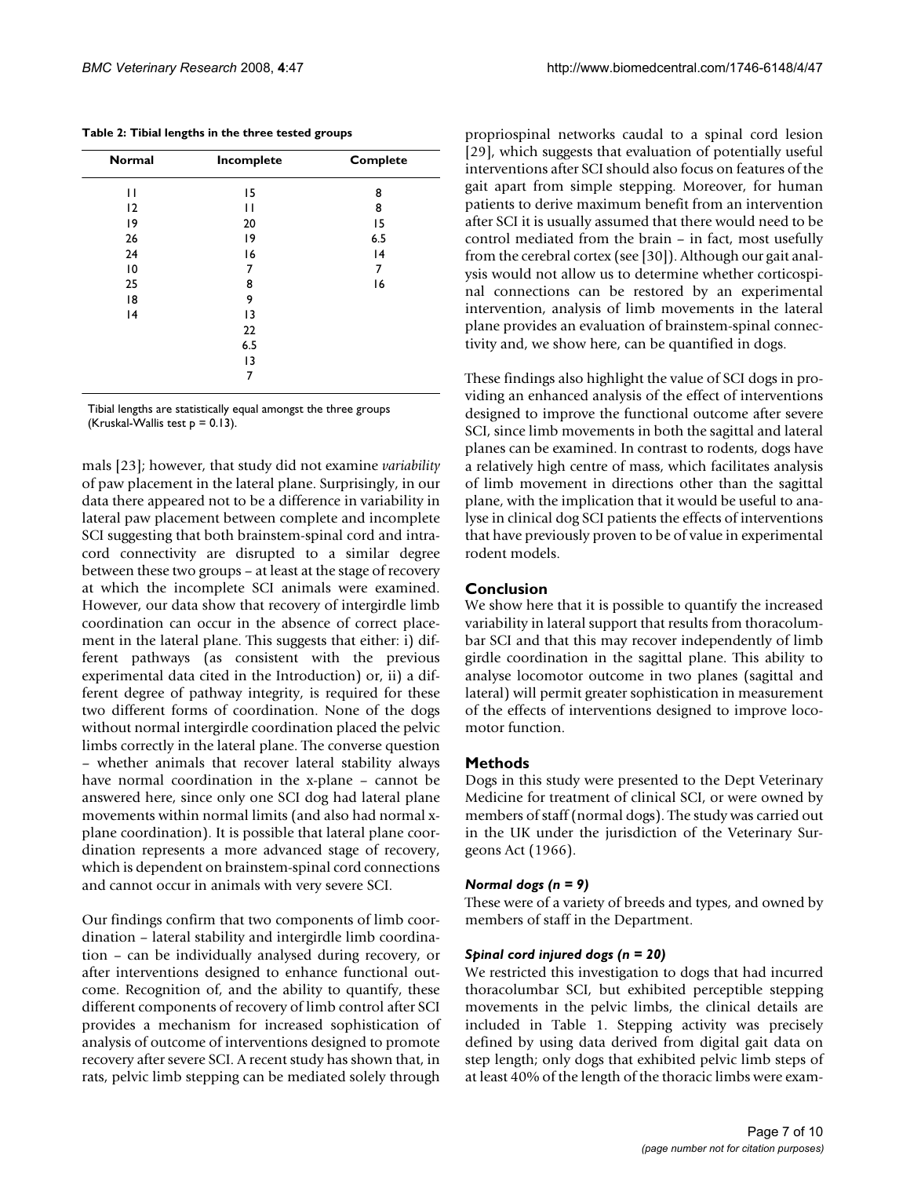**Table 2: Tibial lengths in the three tested groups**

| Normal | Incomplete | Complete |
|---|---|---|
| 11 | 15 | 8 |
| 12 | 11 | 8 |
| 19 | 20 | 15 |
| 26 | 19 | 6.5 |
| 24 | 16 | 14 |
| 10 | 7 | 7 |
| 25 | 8 | 16 |
| 18 | 9 | |
| 14 | 13 | |
| | 22 | |
| | 6.5 | |
| | 13 | |
| | 7 | |

Tibial lengths are statistically equal amongst the three groups (Kruskal-Wallis test $p = 0.13$).

mals [23]; however, that study did not examine *variability* of paw placement in the lateral plane. Surprisingly, in our data there appeared not to be a difference in variability in lateral paw placement between complete and incomplete SCI suggesting that both brainstem-spinal cord and intracord connectivity are disrupted to a similar degree between these two groups – at least at the stage of recovery at which the incomplete SCI animals were examined. However, our data show that recovery of intergirdle limb coordination can occur in the absence of correct placement in the lateral plane. This suggests that either: i) different pathways (as consistent with the previous experimental data cited in the Introduction) or, ii) a different degree of pathway integrity, is required for these two different forms of coordination. None of the dogs without normal intergirdle coordination placed the pelvic limbs correctly in the lateral plane. The converse question – whether animals that recover lateral stability always have normal coordination in the x-plane – cannot be answered here, since only one SCI dog had lateral plane movements within normal limits (and also had normal x-plane coordination). It is possible that lateral plane coordination represents a more advanced stage of recovery, which is dependent on brainstem-spinal cord connections and cannot occur in animals with very severe SCI.

Our findings confirm that two components of limb coordination – lateral stability and intergirdle limb coordination – can be individually analysed during recovery, or after interventions designed to enhance functional outcome. Recognition of, and the ability to quantify, these different components of recovery of limb control after SCI provides a mechanism for increased sophistication of analysis of outcome of interventions designed to promote recovery after severe SCI. A recent study has shown that, in rats, pelvic limb stepping can be mediated solely through propriospinal networks caudal to a spinal cord lesion [29], which suggests that evaluation of potentially useful interventions after SCI should also focus on features of the gait apart from simple stepping. Moreover, for human patients to derive maximum benefit from an intervention after SCI it is usually assumed that there would need to be control mediated from the brain – in fact, most usefully from the cerebral cortex (see [30]). Although our gait analysis would not allow us to determine whether corticospinal connections can be restored by an experimental intervention, analysis of limb movements in the lateral plane provides an evaluation of brainstem-spinal connectivity and, we show here, can be quantified in dogs.

These findings also highlight the value of SCI dogs in providing an enhanced analysis of the effect of interventions designed to improve the functional outcome after severe SCI, since limb movements in both the sagittal and lateral planes can be examined. In contrast to rodents, dogs have a relatively high centre of mass, which facilitates analysis of limb movement in directions other than the sagittal plane, with the implication that it would be useful to analyse in clinical dog SCI patients the effects of interventions that have previously proven to be of value in experimental rodent models.

## Conclusion

We show here that it is possible to quantify the increased variability in lateral support that results from thoracolumbar SCI and that this may recover independently of limb girdle coordination in the sagittal plane. This ability to analyse locomotor outcome in two planes (sagittal and lateral) will permit greater sophistication in measurement of the effects of interventions designed to improve locomotor function.

## Methods

Dogs in this study were presented to the Dept Veterinary Medicine for treatment of clinical SCI, or were owned by members of staff (normal dogs). The study was carried out in the UK under the jurisdiction of the Veterinary Surgeons Act (1966).

### *Normal dogs (n = 9)*

These were of a variety of breeds and types, and owned by members of staff in the Department.

### *Spinal cord injured dogs (n = 20)*

We restricted this investigation to dogs that had incurred thoracolumbar SCI, but exhibited perceptible stepping movements in the pelvic limbs, the clinical details are included in Table 1. Stepping activity was precisely defined by using data derived from digital gait data on step length; only dogs that exhibited pelvic limb steps of at least 40% of the length of the thoracic limbs were exam-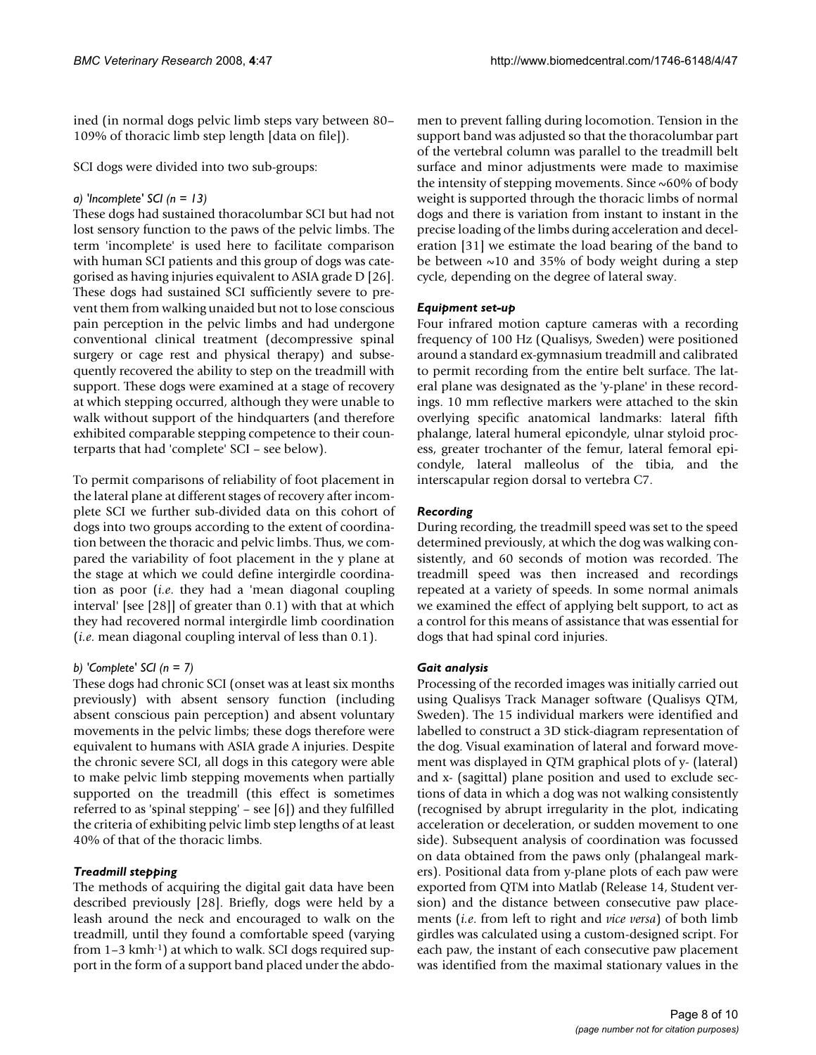ined (in normal dogs pelvic limb steps vary between 80–109% of thoracic limb step length [data on file]).

SCI dogs were divided into two sub-groups:

*a) 'Incomplete' SCI (n = 13)*

These dogs had sustained thoracolumbar SCI but had not lost sensory function to the paws of the pelvic limbs. The term 'incomplete' is used here to facilitate comparison with human SCI patients and this group of dogs was categorised as having injuries equivalent to ASIA grade D [26]. These dogs had sustained SCI sufficiently severe to prevent them from walking unaided but not to lose conscious pain perception in the pelvic limbs and had undergone conventional clinical treatment (decompressive spinal surgery or cage rest and physical therapy) and subsequently recovered the ability to step on the treadmill with support. These dogs were examined at a stage of recovery at which stepping occurred, although they were unable to walk without support of the hindquarters (and therefore exhibited comparable stepping competence to their counterparts that had 'complete' SCI – see below).

To permit comparisons of reliability of foot placement in the lateral plane at different stages of recovery after incomplete SCI we further sub-divided data on this cohort of dogs into two groups according to the extent of coordination between the thoracic and pelvic limbs. Thus, we compared the variability of foot placement in the y plane at the stage at which we could define intergirdle coordination as poor (*i.e.* they had a 'mean diagonal coupling interval' [see [28]] of greater than 0.1) with that at which they had recovered normal intergirdle limb coordination (*i.e.* mean diagonal coupling interval of less than 0.1).

*b) 'Complete' SCI (n = 7)*

These dogs had chronic SCI (onset was at least six months previously) with absent sensory function (including absent conscious pain perception) and absent voluntary movements in the pelvic limbs; these dogs therefore were equivalent to humans with ASIA grade A injuries. Despite the chronic severe SCI, all dogs in this category were able to make pelvic limb stepping movements when partially supported on the treadmill (this effect is sometimes referred to as 'spinal stepping' – see [6]) and they fulfilled the criteria of exhibiting pelvic limb step lengths of at least 40% of that of the thoracic limbs.

### *Treadmill stepping*

The methods of acquiring the digital gait data have been described previously [28]. Briefly, dogs were held by a leash around the neck and encouraged to walk on the treadmill, until they found a comfortable speed (varying from 1–3 kmh$^{-1}$) at which to walk. SCI dogs required support in the form of a support band placed under the abdomen to prevent falling during locomotion. Tension in the support band was adjusted so that the thoracolumbar part of the vertebral column was parallel to the treadmill belt surface and minor adjustments were made to maximise the intensity of stepping movements. Since ~60% of body weight is supported through the thoracic limbs of normal dogs and there is variation from instant to instant in the precise loading of the limbs during acceleration and deceleration [31] we estimate the load bearing of the band to be between ~10 and 35% of body weight during a step cycle, depending on the degree of lateral sway.

### *Equipment set-up*

Four infrared motion capture cameras with a recording frequency of 100 Hz (Qualisys, Sweden) were positioned around a standard ex-gymnasium treadmill and calibrated to permit recording from the entire belt surface. The lateral plane was designated as the 'y-plane' in these recordings. 10 mm reflective markers were attached to the skin overlying specific anatomical landmarks: lateral fifth phalange, lateral humeral epicondyle, ulnar styloid process, greater trochanter of the femur, lateral femoral epicondyle, lateral malleolus of the tibia, and the interscapular region dorsal to vertebra C7.

### *Recording*

During recording, the treadmill speed was set to the speed determined previously, at which the dog was walking consistently, and 60 seconds of motion was recorded. The treadmill speed was then increased and recordings repeated at a variety of speeds. In some normal animals we examined the effect of applying belt support, to act as a control for this means of assistance that was essential for dogs that had spinal cord injuries.

### *Gait analysis*

Processing of the recorded images was initially carried out using Qualisys Track Manager software (Qualisys QTM, Sweden). The 15 individual markers were identified and labelled to construct a 3D stick-diagram representation of the dog. Visual examination of lateral and forward movement was displayed in QTM graphical plots of y- (lateral) and x- (sagittal) plane position and used to exclude sections of data in which a dog was not walking consistently (recognised by abrupt irregularity in the plot, indicating acceleration or deceleration, or sudden movement to one side). Subsequent analysis of coordination was focussed on data obtained from the paws only (phalangeal markers). Positional data from y-plane plots of each paw were exported from QTM into Matlab (Release 14, Student version) and the distance between consecutive paw placements (*i.e.* from left to right and *vice versa*) of both limb girdles was calculated using a custom-designed script. For each paw, the instant of each consecutive paw placement was identified from the maximal stationary values in the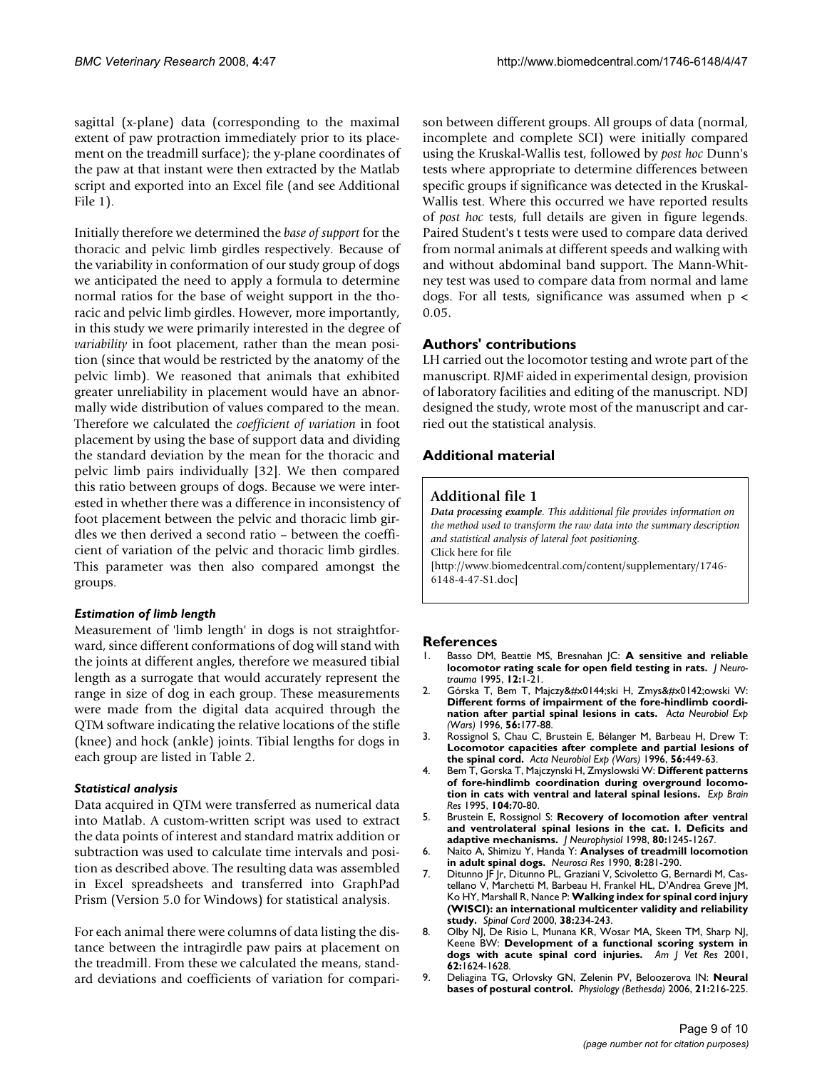sagittal (x-plane) data (corresponding to the maximal extent of paw protraction immediately prior to its placement on the treadmill surface); the y-plane coordinates of the paw at that instant were then extracted by the Matlab script and exported into an Excel file (and see Additional File 1).

Initially therefore we determined the *base of support* for the thoracic and pelvic limb girdles respectively. Because of the variability in conformation of our study group of dogs we anticipated the need to apply a formula to determine normal ratios for the base of weight support in the thoracic and pelvic limb girdles. However, more importantly, in this study we were primarily interested in the degree of *variability* in foot placement, rather than the mean position (since that would be restricted by the anatomy of the pelvic limb). We reasoned that animals that exhibited greater unreliability in placement would have an abnormally wide distribution of values compared to the mean. Therefore we calculated the *coefficient of variation* in foot placement by using the base of support data and dividing the standard deviation by the mean for the thoracic and pelvic limb pairs individually [32]. We then compared this ratio between groups of dogs. Because we were interested in whether there was a difference in inconsistency of foot placement between the pelvic and thoracic limb girdles we then derived a second ratio – between the coefficient of variation of the pelvic and thoracic limb girdles. This parameter was then also compared amongst the groups.

### *Estimation of limb length*

Measurement of 'limb length' in dogs is not straightforward, since different conformations of dog will stand with the joints at different angles, therefore we measured tibial length as a surrogate that would accurately represent the range in size of dog in each group. These measurements were made from the digital data acquired through the QTM software indicating the relative locations of the stifle (knee) and hock (ankle) joints. Tibial lengths for dogs in each group are listed in Table 2.

### *Statistical analysis*

Data acquired in QTM were transferred as numerical data into Matlab. A custom-written script was used to extract the data points of interest and standard matrix addition or subtraction was used to calculate time intervals and position as described above. The resulting data was assembled in Excel spreadsheets and transferred into GraphPad Prism (Version 5.0 for Windows) for statistical analysis.

For each animal there were columns of data listing the distance between the intragirdle paw pairs at placement on the treadmill. From these we calculated the means, standard deviations and coefficients of variation for comparison between different groups. All groups of data (normal, incomplete and complete SCI) were initially compared using the Kruskal-Wallis test, followed by *post hoc* Dunn's tests where appropriate to determine differences between specific groups if significance was detected in the Kruskal-Wallis test. Where this occurred we have reported results of *post hoc* tests, full details are given in figure legends. Paired Student's t tests were used to compare data derived from normal animals at different speeds and walking with and without abdominal band support. The Mann-Whitney test was used to compare data from normal and lame dogs. For all tests, significance was assumed when $p < 0.05$.

## Authors' contributions

LH carried out the locomotor testing and wrote part of the manuscript. RJMF aided in experimental design, provision of laboratory facilities and editing of the manuscript. NDJ designed the study, wrote most of the manuscript and carried out the statistical analysis.

## Additional material

**Additional file 1**

*Data processing example. This additional file provides information on the method used to transform the raw data into the summary description and statistical analysis of lateral foot positioning.*

Click here for file

[http://www.biomedcentral.com/content/supplementary/1746-6148-4-47-S1.doc]

## References

1. Basso DM, Beattie MS, Bresnahan JC: **A sensitive and reliable locomotor rating scale for open field testing in rats.** *J Neurotrauma* 1995, **12:**1-21.
2. Górska T, Bem T, Majczy&#x0144;ski H, Zmys&#x0142;owski W: **Different forms of impairment of the fore-hindlimb coordination after partial spinal lesions in cats.** *Acta Neurobiol Exp (Wars)* 1996, **56:**177-88.
3. Rossignol S, Chau C, Brustein E, Bélanger M, Barbeau H, Drew T: **Locomotor capacities after complete and partial lesions of the spinal cord.** *Acta Neurobiol Exp (Wars)* 1996, **56:**449-63.
4. Bem T, Gorska T, Majczynski H, Zmyslowski W: **Different patterns of fore-hindlimb coordination during overground locomotion in cats with ventral and lateral spinal lesions.** *Exp Brain Res* 1995, **104:**70-80.
5. Brustein E, Rossignol S: **Recovery of locomotion after ventral and ventrolateral spinal lesions in the cat. I. Deficits and adaptive mechanisms.** *J Neurophysiol* 1998, **80:**1245-1267.
6. Naito A, Shimizu Y, Handa Y: **Analyses of treadmill locomotion in adult spinal dogs.** *Neurosci Res* 1990, **8:**281-290.
7. Ditunno JF Jr, Ditunno PL, Graziani V, Scivoletto G, Bernardi M, Castellano V, Marchetti M, Barbeau H, Frankel HL, D'Andrea Greve JM, Ko HY, Marshall R, Nance P: **Walking index for spinal cord injury (WISCI): an international multicenter validity and reliability study.** *Spinal Cord* 2000, **38:**234-243.
8. Olby NJ, De Risio L, Munana KR, Wosar MA, Skeen TM, Sharp NJ, Keene BW: **Development of a functional scoring system in dogs with acute spinal cord injuries.** *Am J Vet Res* 2001, **62:**1624-1628.
9. Deliagina TG, Orlovsky GN, Zelenin PV, Beloozerova IN: **Neural bases of postural control.** *Physiology (Bethesda)* 2006, **21:**216-225.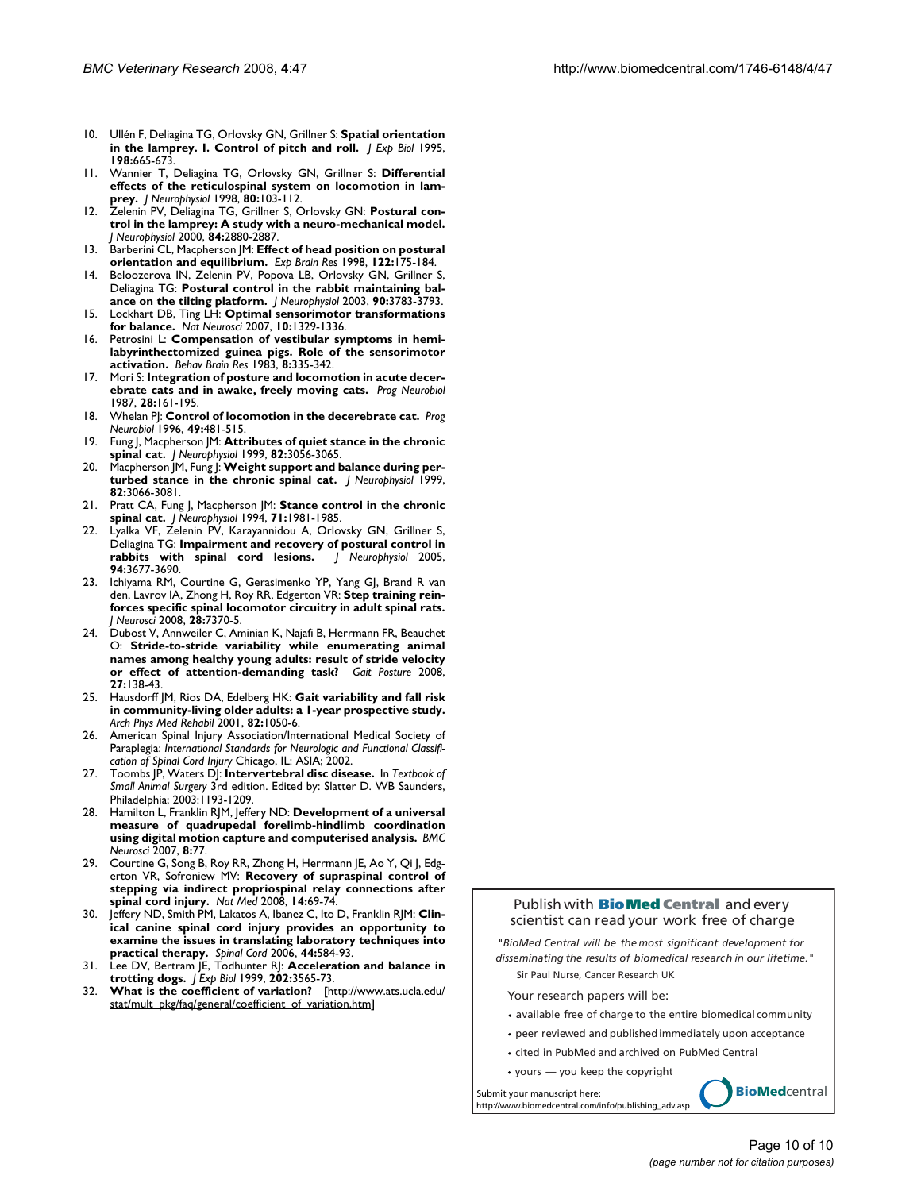10. Ullén F, Deliagina TG, Orlovsky GN, Grillner S: **Spatial orientation in the lamprey. I. Control of pitch and roll.** *J Exp Biol* 1995, **198:**665-673.
11. Wannier T, Deliagina TG, Orlovsky GN, Grillner S: **Differential effects of the reticulospinal system on locomotion in lamprey.** *J Neurophysiol* 1998, **80:**103-112.
12. Zelenin PV, Deliagina TG, Grillner S, Orlovsky GN: **Postural control in the lamprey: A study with a neuro-mechanical model.** *J Neurophysiol* 2000, **84:**2880-2887.
13. Barberini CL, Macpherson JM: **Effect of head position on postural orientation and equilibrium.** *Exp Brain Res* 1998, **122:**175-184.
14. Beloozerova IN, Zelenin PV, Popova LB, Orlovsky GN, Grillner S, Deliagina TG: **Postural control in the rabbit maintaining balance on the tilting platform.** *J Neurophysiol* 2003, **90:**3783-3793.
15. Lockhart DB, Ting LH: **Optimal sensorimotor transformations for balance.** *Nat Neurosci* 2007, **10:**1329-1336.
16. Petrosini L: **Compensation of vestibular symptoms in hemilabyrinthectomized guinea pigs. Role of the sensorimotor activation.** *Behav Brain Res* 1983, **8:**335-342.
17. Mori S: **Integration of posture and locomotion in acute decerebrate cats and in awake, freely moving cats.** *Prog Neurobiol* 1987, **28:**161-195.
18. Whelan PJ: **Control of locomotion in the decerebrate cat.** *Prog Neurobiol* 1996, **49:**481-515.
19. Fung J, Macpherson JM: **Attributes of quiet stance in the chronic spinal cat.** *J Neurophysiol* 1999, **82:**3056-3065.
20. Macpherson JM, Fung J: **Weight support and balance during perturbed stance in the chronic spinal cat.** *J Neurophysiol* 1999, **82:**3066-3081.
21. Pratt CA, Fung J, Macpherson JM: **Stance control in the chronic spinal cat.** *J Neurophysiol* 1994, **71:**1981-1985.
22. Lyalka VF, Zelenin PV, Karayannidou A, Orlovsky GN, Grillner S, Deliagina TG: **Impairment and recovery of postural control in rabbits with spinal cord lesions.** *J Neurophysiol* 2005, **94:**3677-3690.
23. Ichiyama RM, Courtine G, Gerasimenko YP, Yang GJ, Brand R van den, Lavrov IA, Zhong H, Roy RR, Edgerton VR: **Step training reinforces specific spinal locomotor circuitry in adult spinal rats.** *J Neurosci* 2008, **28:**7370-5.
24. Dubost V, Annweiler C, Aminian K, Najafi B, Herrmann FR, Beauchet O: **Stride-to-stride variability while enumerating animal names among healthy young adults: result of stride velocity or effect of attention-demanding task?** *Gait Posture* 2008, **27:**138-43.
25. Hausdorff JM, Rios DA, Edelberg HK: **Gait variability and fall risk in community-living older adults: a 1-year prospective study.** *Arch Phys Med Rehabil* 2001, **82:**1050-6.
26. American Spinal Injury Association/International Medical Society of Paraplegia: *International Standards for Neurologic and Functional Classification of Spinal Cord Injury* Chicago, IL: ASIA; 2002.
27. Toombs JP, Waters DJ: **Intervertebral disc disease.** In *Textbook of Small Animal Surgery* 3rd edition. Edited by: Slatter D. WB Saunders, Philadelphia; 2003:1193-1209.
28. Hamilton L, Franklin RJM, Jeffery ND: **Development of a universal measure of quadrupedal forelimb-hindlimb coordination using digital motion capture and computerised analysis.** *BMC Neurosci* 2007, **8:**77.
29. Courtine G, Song B, Roy RR, Zhong H, Herrmann JE, Ao Y, Qi J, Edgerton VR, Sofroniew MV: **Recovery of supraspinal control of stepping via indirect propriospinal relay connections after spinal cord injury.** *Nat Med* 2008, **14:**69-74.
30. Jeffery ND, Smith PM, Lakatos A, Ibanez C, Ito D, Franklin RJM: **Clinical canine spinal cord injury provides an opportunity to examine the issues in translating laboratory techniques into practical therapy.** *Spinal Cord* 2006, **44:**584-93.
31. Lee DV, Bertram JE, Todhunter RJ: **Acceleration and balance in trotting dogs.** *J Exp Biol* 1999, **202:**3565-73.
32. **What is the coefficient of variation?** [http://www.ats.ucla.edu/stat/mult_pkg/faq/general/coefficient_of_variation.htm]

Publish with **BioMed Central** and every scientist can read your work free of charge

*"BioMed Central will be the most significant development for disseminating the results of biomedical research in our lifetime."*
Sir Paul Nurse, Cancer Research UK

Your research papers will be:

- available free of charge to the entire biomedical community
- peer reviewed and published immediately upon acceptance
- cited in PubMed and archived on PubMed Central
- yours — you keep the copyright

Submit your manuscript here:
http://www.biomedcentral.com/info/publishing_adv.asp

BioMedcentral